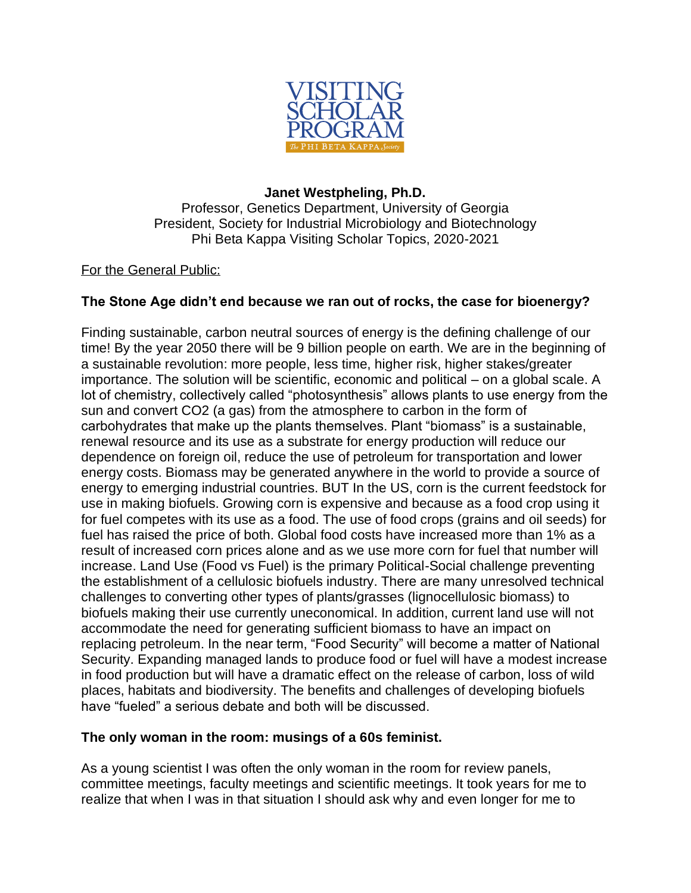VISITING SCHOLAR PROGRAM
The PHI BETA KAPPA Society

**Janet Westpheling, Ph.D.**
Professor, Genetics Department, University of Georgia
President, Society for Industrial Microbiology and Biotechnology
Phi Beta Kappa Visiting Scholar Topics, 2020-2021

For the General Public:

**The Stone Age didn't end because we ran out of rocks, the case for bioenergy?**

Finding sustainable, carbon neutral sources of energy is the defining challenge of our time! By the year 2050 there will be 9 billion people on earth. We are in the beginning of a sustainable revolution: more people, less time, higher risk, higher stakes/greater importance. The solution will be scientific, economic and political – on a global scale. A lot of chemistry, collectively called "photosynthesis" allows plants to use energy from the sun and convert $CO_2$ (a gas) from the atmosphere to carbon in the form of carbohydrates that make up the plants themselves. Plant "biomass" is a sustainable, renewal resource and its use as a substrate for energy production will reduce our dependence on foreign oil, reduce the use of petroleum for transportation and lower energy costs. Biomass may be generated anywhere in the world to provide a source of energy to emerging industrial countries. BUT In the US, corn is the current feedstock for use in making biofuels. Growing corn is expensive and because as a food crop using it for fuel competes with its use as a food. The use of food crops (grains and oil seeds) for fuel has raised the price of both. Global food costs have increased more than 1% as a result of increased corn prices alone and as we use more corn for fuel that number will increase. Land Use (Food vs Fuel) is the primary Political-Social challenge preventing the establishment of a cellulosic biofuels industry. There are many unresolved technical challenges to converting other types of plants/grasses (lignocellulosic biomass) to biofuels making their use currently uneconomical. In addition, current land use will not accommodate the need for generating sufficient biomass to have an impact on replacing petroleum. In the near term, "Food Security" will become a matter of National Security. Expanding managed lands to produce food or fuel will have a modest increase in food production but will have a dramatic effect on the release of carbon, loss of wild places, habitats and biodiversity. The benefits and challenges of developing biofuels have "fueled" a serious debate and both will be discussed.

**The only woman in the room: musings of a 60s feminist.**

As a young scientist I was often the only woman in the room for review panels, committee meetings, faculty meetings and scientific meetings. It took years for me to realize that when I was in that situation I should ask why and even longer for me to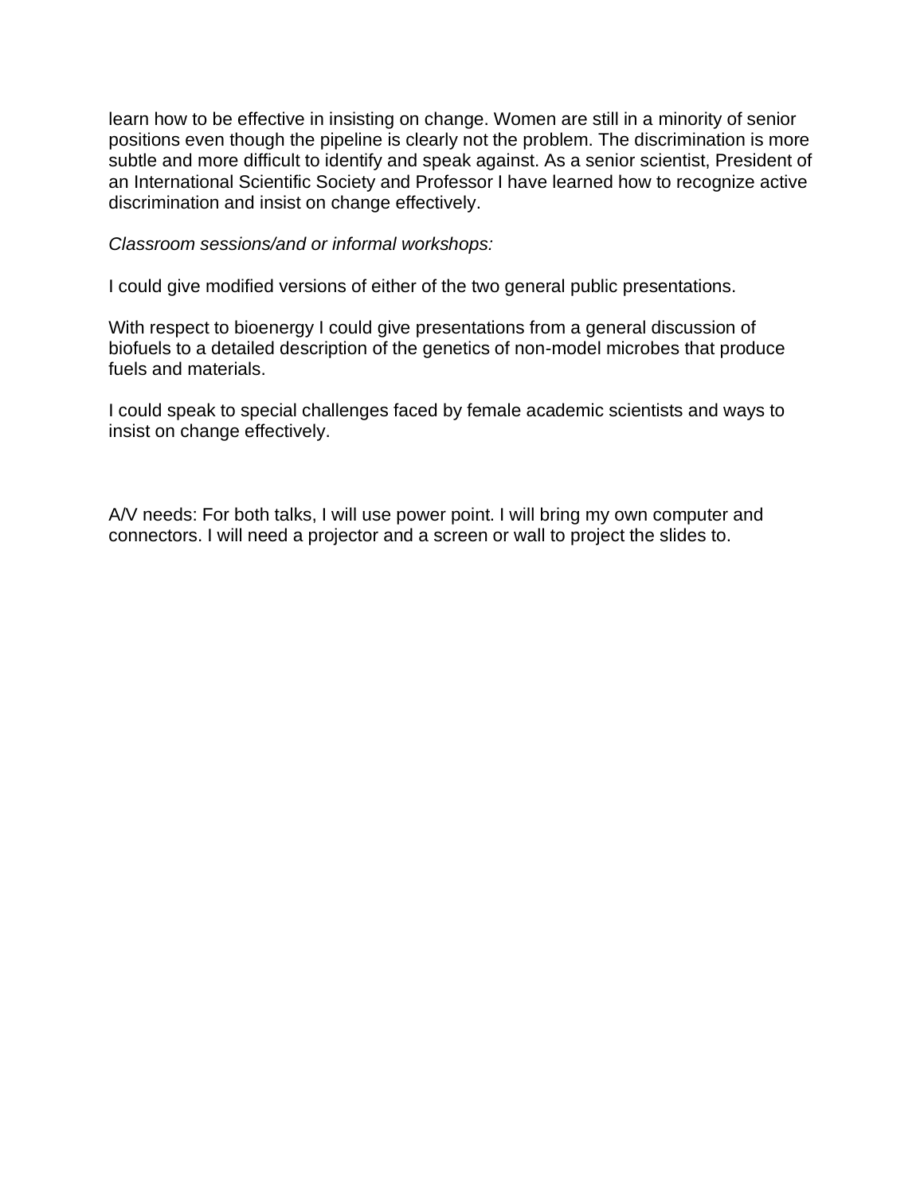learn how to be effective in insisting on change. Women are still in a minority of senior positions even though the pipeline is clearly not the problem. The discrimination is more subtle and more difficult to identify and speak against. As a senior scientist, President of an International Scientific Society and Professor I have learned how to recognize active discrimination and insist on change effectively.

*Classroom sessions/and or informal workshops:*

I could give modified versions of either of the two general public presentations.

With respect to bioenergy I could give presentations from a general discussion of biofuels to a detailed description of the genetics of non-model microbes that produce fuels and materials.

I could speak to special challenges faced by female academic scientists and ways to insist on change effectively.

A/V needs: For both talks, I will use power point. I will bring my own computer and connectors. I will need a projector and a screen or wall to project the slides to.